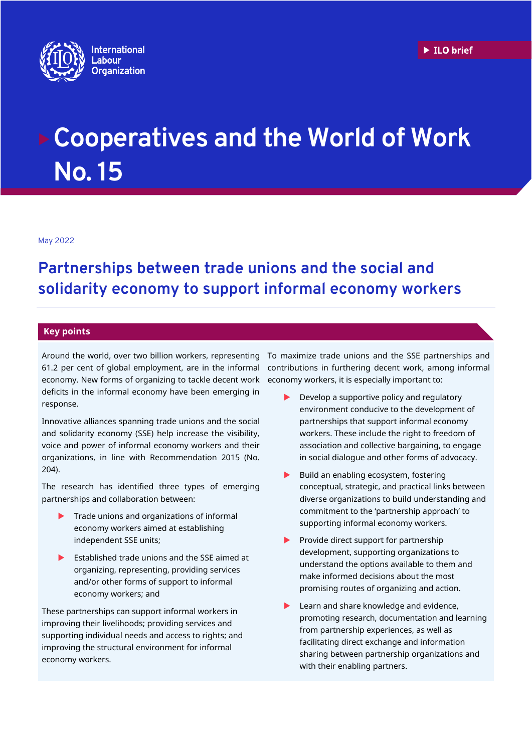International Labour Organization

ILO brief

# Cooperatives and the World of Work No. 15

May 2022

## Partnerships between trade unions and the social and solidarity economy to support informal economy workers

### Key points

Around the world, over two billion workers, representing 61.2 per cent of global employment, are in the informal economy. New forms of organizing to tackle decent work deficits in the informal economy have been emerging in response.

Innovative alliances spanning trade unions and the social and solidarity economy (SSE) help increase the visibility, voice and power of informal economy workers and their organizations, in line with Recommendation 2015 (No. 204).

The research has identified three types of emerging partnerships and collaboration between:

- Trade unions and organizations of informal economy workers aimed at establishing independent SSE units;
- Established trade unions and the SSE aimed at organizing, representing, providing services and/or other forms of support to informal economy workers; and

These partnerships can support informal workers in improving their livelihoods; providing services and supporting individual needs and access to rights; and improving the structural environment for informal economy workers.

To maximize trade unions and the SSE partnerships and contributions in furthering decent work, among informal economy workers, it is especially important to:

- Develop a supportive policy and regulatory environment conducive to the development of partnerships that support informal economy workers. These include the right to freedom of association and collective bargaining, to engage in social dialogue and other forms of advocacy.
- Build an enabling ecosystem, fostering conceptual, strategic, and practical links between diverse organizations to build understanding and commitment to the 'partnership approach' to supporting informal economy workers.
- Provide direct support for partnership development, supporting organizations to understand the options available to them and make informed decisions about the most promising routes of organizing and action.
- Learn and share knowledge and evidence, promoting research, documentation and learning from partnership experiences, as well as facilitating direct exchange and information sharing between partnership organizations and with their enabling partners.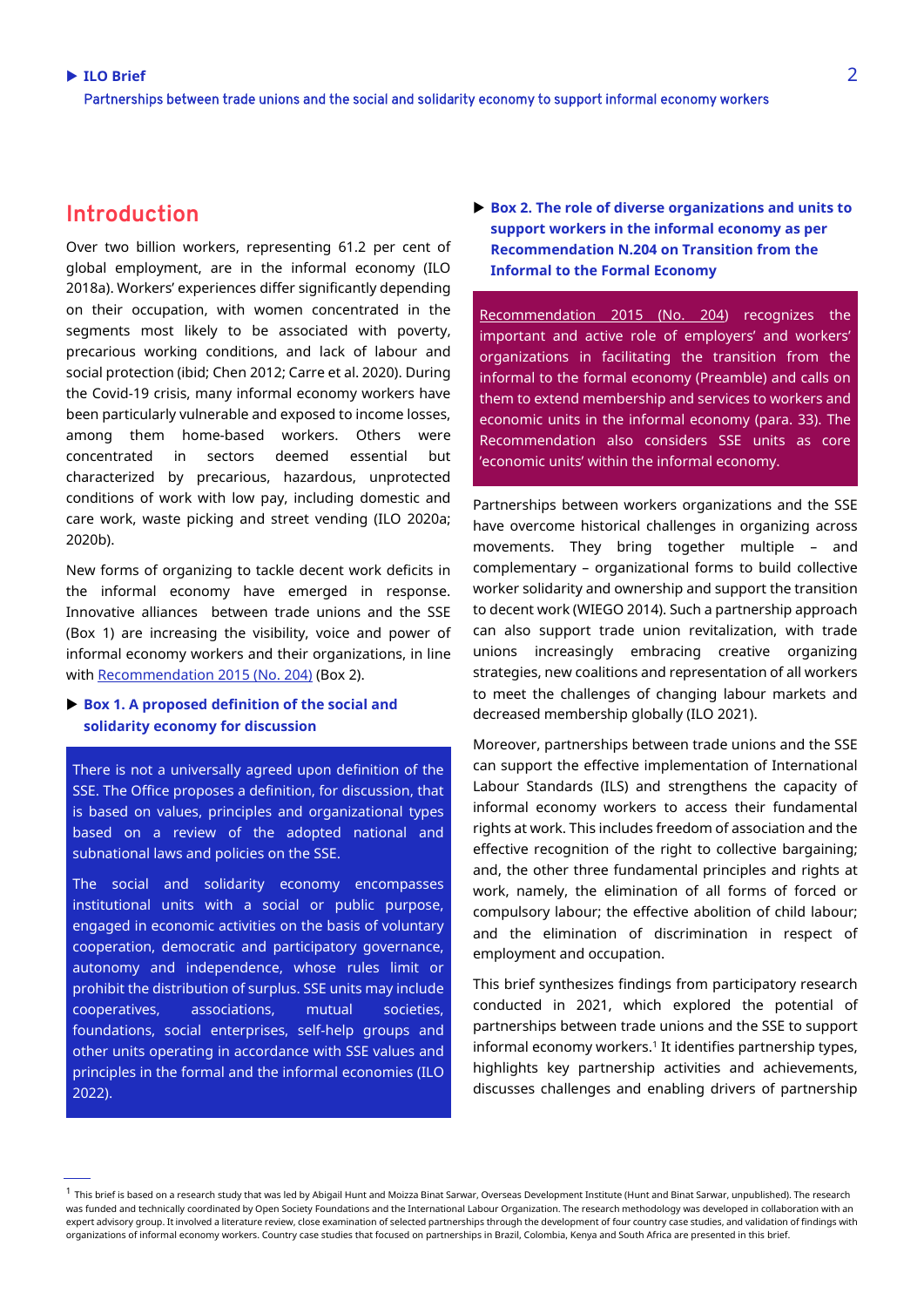## Introduction

Over two billion workers, representing 61.2 per cent of global employment, are in the informal economy (ILO 2018a). Workers' experiences differ significantly depending on their occupation, with women concentrated in the segments most likely to be associated with poverty, precarious working conditions, and lack of labour and social protection (ibid; Chen 2012; Carre et al. 2020). During the Covid-19 crisis, many informal economy workers have been particularly vulnerable and exposed to income losses, among them home-based workers. Others were concentrated in sectors deemed essential but characterized by precarious, hazardous, unprotected conditions of work with low pay, including domestic and care work, waste picking and street vending (ILO 2020a; 2020b).

New forms of organizing to tackle decent work deficits in the informal economy have emerged in response. Innovative alliances between trade unions and the SSE (Box 1) are increasing the visibility, voice and power of informal economy workers and their organizations, in line with Recommendation 2015 (No. 204) (Box 2).

### Box 1. A proposed definition of the social and solidarity economy for discussion

There is not a universally agreed upon definition of the SSE. The Office proposes a definition, for discussion, that is based on values, principles and organizational types based on a review of the adopted national and subnational laws and policies on the SSE.

The social and solidarity economy encompasses institutional units with a social or public purpose, engaged in economic activities on the basis of voluntary cooperation, democratic and participatory governance, autonomy and independence, whose rules limit or prohibit the distribution of surplus. SSE units may include cooperatives, associations, mutual societies, foundations, social enterprises, self-help groups and other units operating in accordance with SSE values and principles in the formal and the informal economies (ILO 2022).

### Box 2. The role of diverse organizations and units to support workers in the informal economy as per Recommendation N.204 on Transition from the Informal to the Formal Economy

Recommendation 2015 (No. 204) recognizes the important and active role of employers' and workers' organizations in facilitating the transition from the informal to the formal economy (Preamble) and calls on them to extend membership and services to workers and economic units in the informal economy (para. 33). The Recommendation also considers SSE units as core 'economic units' within the informal economy.

Partnerships between workers organizations and the SSE have overcome historical challenges in organizing across movements. They bring together multiple – and complementary – organizational forms to build collective worker solidarity and ownership and support the transition to decent work (WIEGO 2014). Such a partnership approach can also support trade union revitalization, with trade unions increasingly embracing creative organizing strategies, new coalitions and representation of all workers to meet the challenges of changing labour markets and decreased membership globally (ILO 2021).

Moreover, partnerships between trade unions and the SSE can support the effective implementation of International Labour Standards (ILS) and strengthens the capacity of informal economy workers to access their fundamental rights at work. This includes freedom of association and the effective recognition of the right to collective bargaining; and, the other three fundamental principles and rights at work, namely, the elimination of all forms of forced or compulsory labour; the effective abolition of child labour; and the elimination of discrimination in respect of employment and occupation.

This brief synthesizes findings from participatory research conducted in 2021, which explored the potential of partnerships between trade unions and the SSE to support informal economy workers.[1] It identifies partnership types, highlights key partnership activities and achievements, discusses challenges and enabling drivers of partnership

[1] This brief is based on a research study that was led by Abigail Hunt and Moizza Binat Sarwar, Overseas Development Institute (Hunt and Binat Sarwar, unpublished). The research was funded and technically coordinated by Open Society Foundations and the International Labour Organization. The research methodology was developed in collaboration with an expert advisory group. It involved a literature review, close examination of selected partnerships through the development of four country case studies, and validation of findings with organizations of informal economy workers. Country case studies that focused on partnerships in Brazil, Colombia, Kenya and South Africa are presented in this brief.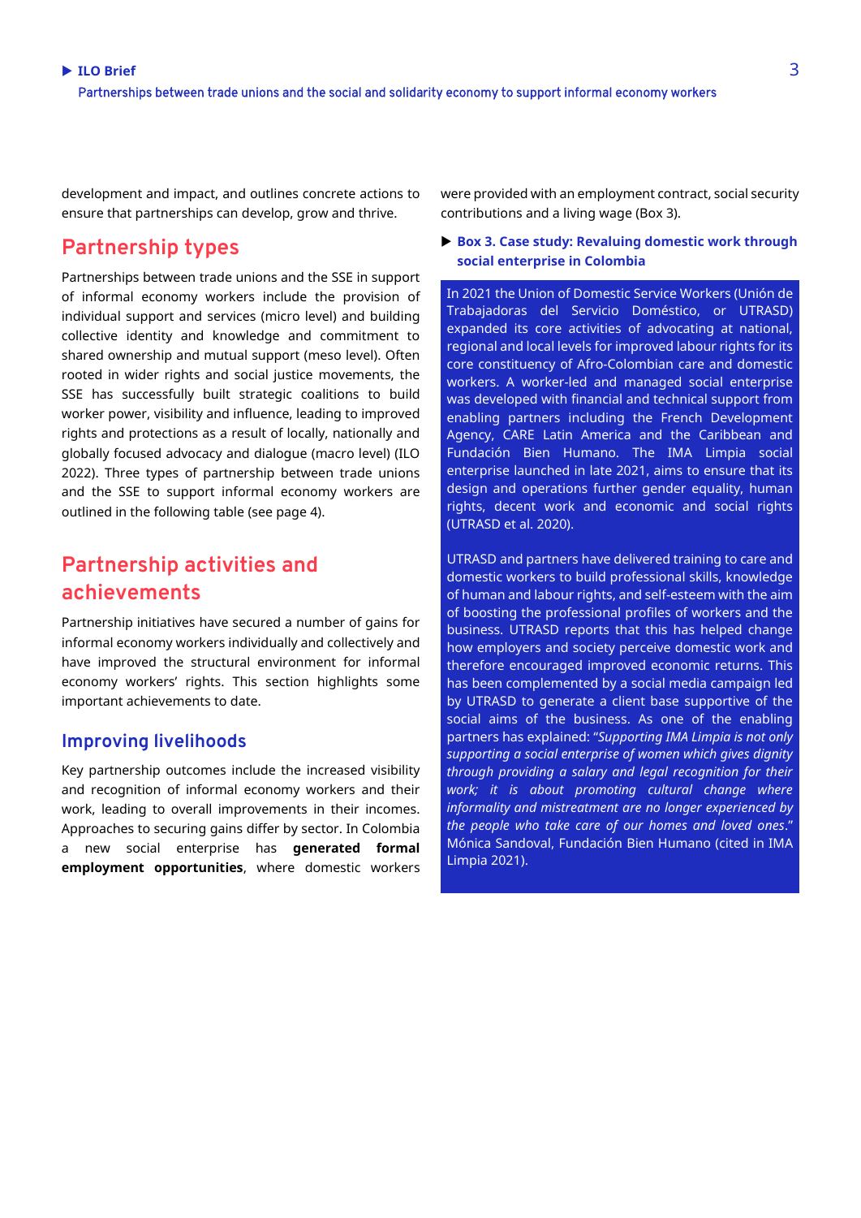development and impact, and outlines concrete actions to ensure that partnerships can develop, grow and thrive.

## Partnership types

Partnerships between trade unions and the SSE in support of informal economy workers include the provision of individual support and services (micro level) and building collective identity and knowledge and commitment to shared ownership and mutual support (meso level). Often rooted in wider rights and social justice movements, the SSE has successfully built strategic coalitions to build worker power, visibility and influence, leading to improved rights and protections as a result of locally, nationally and globally focused advocacy and dialogue (macro level) (ILO 2022). Three types of partnership between trade unions and the SSE to support informal economy workers are outlined in the following table (see page 4).

## Partnership activities and achievements

Partnership initiatives have secured a number of gains for informal economy workers individually and collectively and have improved the structural environment for informal economy workers' rights. This section highlights some important achievements to date.

### Improving livelihoods

Key partnership outcomes include the increased visibility and recognition of informal economy workers and their work, leading to overall improvements in their incomes. Approaches to securing gains differ by sector. In Colombia a new social enterprise has **generated formal employment opportunities**, where domestic workers were provided with an employment contract, social security contributions and a living wage (Box 3).

**Box 3. Case study: Revaluing domestic work through social enterprise in Colombia**

In 2021 the Union of Domestic Service Workers (Unión de Trabajadoras del Servicio Doméstico, or UTRASD) expanded its core activities of advocating at national, regional and local levels for improved labour rights for its core constituency of Afro-Colombian care and domestic workers. A worker-led and managed social enterprise was developed with financial and technical support from enabling partners including the French Development Agency, CARE Latin America and the Caribbean and Fundación Bien Humano. The IMA Limpia social enterprise launched in late 2021, aims to ensure that its design and operations further gender equality, human rights, decent work and economic and social rights (UTRASD et al. 2020).

UTRASD and partners have delivered training to care and domestic workers to build professional skills, knowledge of human and labour rights, and self-esteem with the aim of boosting the professional profiles of workers and the business. UTRASD reports that this has helped change how employers and society perceive domestic work and therefore encouraged improved economic returns. This has been complemented by a social media campaign led by UTRASD to generate a client base supportive of the social aims of the business. As one of the enabling partners has explained: "*Supporting IMA Limpia is not only supporting a social enterprise of women which gives dignity through providing a salary and legal recognition for their work; it is about promoting cultural change where informality and mistreatment are no longer experienced by the people who take care of our homes and loved ones*." Mónica Sandoval, Fundación Bien Humano (cited in IMA Limpia 2021).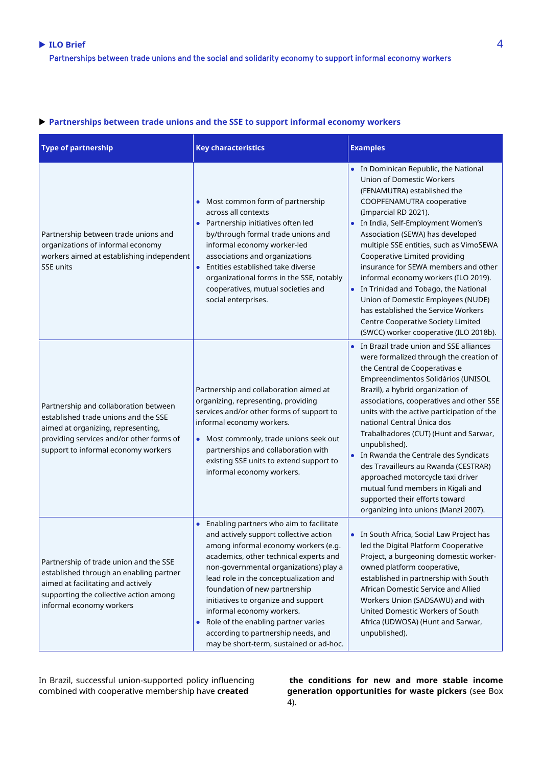### ▶ Partnerships between trade unions and the SSE to support informal economy workers

| Type of partnership | Key characteristics | Examples |
|---|---|---|
| Partnership between trade unions and organizations of informal economy workers aimed at establishing independent SSE units | • Most common form of partnership across all contexts<br>• Partnership initiatives often led by/through formal trade unions and informal economy worker-led associations and organizations<br>• Entities established take diverse organizational forms in the SSE, notably cooperatives, mutual societies and social enterprises. | • In Dominican Republic, the National Union of Domestic Workers (FENAMUTRA) established the COOPFENAMUTRA cooperative (Imparcial RD 2021).<br>• In India, Self-Employment Women's Association (SEWA) has developed multiple SSE entities, such as VimoSEWA Cooperative Limited providing insurance for SEWA members and other informal economy workers (ILO 2019).<br>• In Trinidad and Tobago, the National Union of Domestic Employees (NUDE) has established the Service Workers Centre Cooperative Society Limited (SWCC) worker cooperative (ILO 2018b). |
| Partnership and collaboration between established trade unions and the SSE aimed at organizing, representing, providing services and/or other forms of support to informal economy workers | Partnership and collaboration aimed at organizing, representing, providing services and/or other forms of support to informal economy workers.<br>• Most commonly, trade unions seek out partnerships and collaboration with existing SSE units to extend support to informal economy workers. | • In Brazil trade union and SSE alliances were formalized through the creation of the Central de Cooperativas e Empreendimentos Solidários (UNISOL Brazil), a hybrid organization of associations, cooperatives and other SSE units with the active participation of the national Central Única dos Trabalhadores (CUT) (Hunt and Sarwar, unpublished).<br>• In Rwanda the Centrale des Syndicats des Travailleurs au Rwanda (CESTRAR) approached motorcycle taxi driver mutual fund members in Kigali and supported their efforts toward organizing into unions (Manzi 2007). |
| Partnership of trade union and the SSE established through an enabling partner aimed at facilitating and actively supporting the collective action among informal economy workers | • Enabling partners who aim to facilitate and actively support collective action among informal economy workers (e.g. academics, other technical experts and non-governmental organizations) play a lead role in the conceptualization and foundation of new partnership initiatives to organize and support informal economy workers.<br>• Role of the enabling partner varies according to partnership needs, and may be short-term, sustained or ad-hoc. | • In South Africa, Social Law Project has led the Digital Platform Cooperative Project, a burgeoning domestic worker-owned platform cooperative, established in partnership with South African Domestic Service and Allied Workers Union (SADSAWU) and with United Domestic Workers of South Africa (UDWOSA) (Hunt and Sarwar, unpublished). |

In Brazil, successful union-supported policy influencing combined with cooperative membership have **created the conditions for new and more stable income generation opportunities for waste pickers** (see Box 4).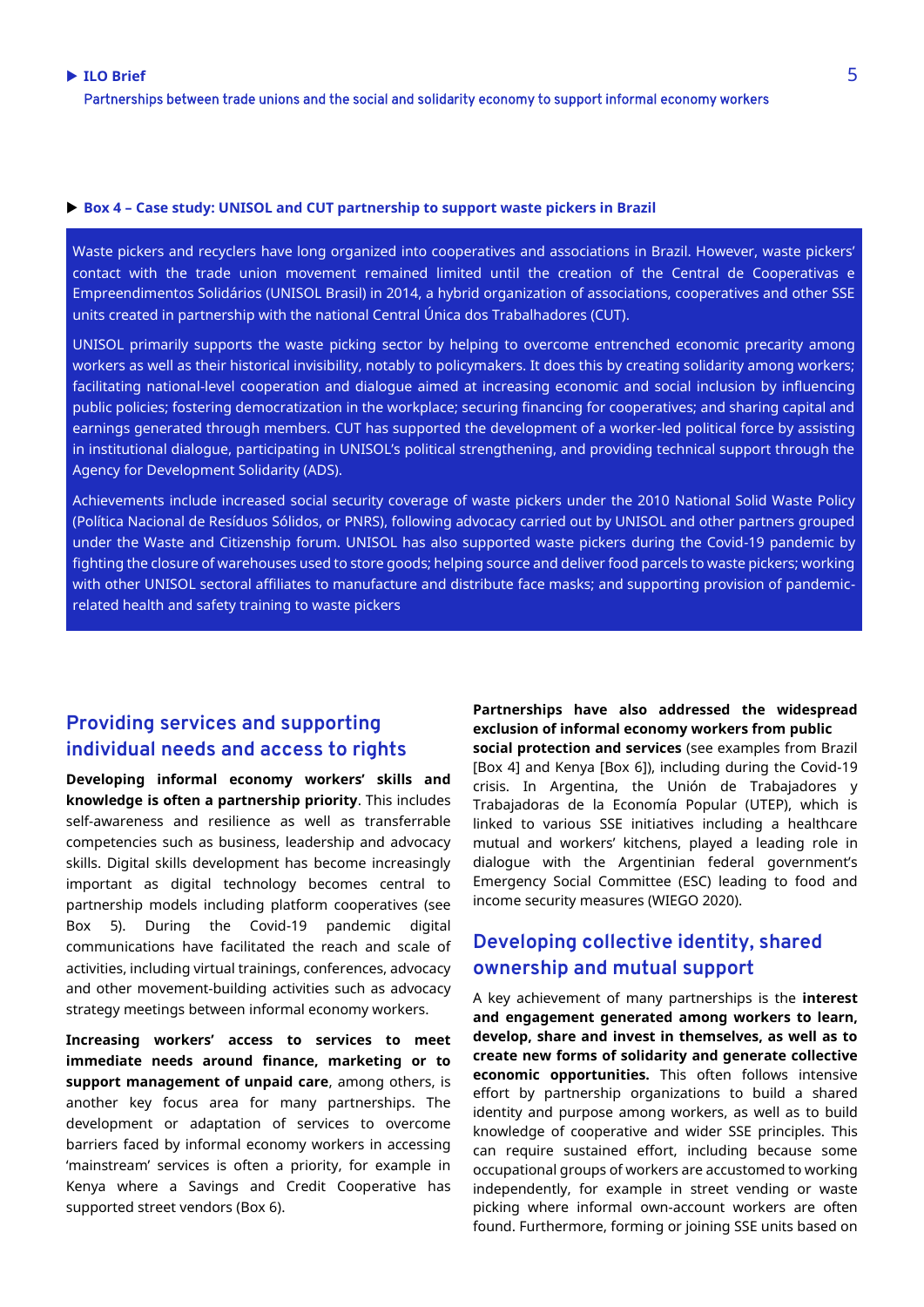**Box 4 – Case study: UNISOL and CUT partnership to support waste pickers in Brazil**

Waste pickers and recyclers have long organized into cooperatives and associations in Brazil. However, waste pickers' contact with the trade union movement remained limited until the creation of the Central de Cooperativas e Empreendimentos Solidários (UNISOL Brasil) in 2014, a hybrid organization of associations, cooperatives and other SSE units created in partnership with the national Central Única dos Trabalhadores (CUT).

UNISOL primarily supports the waste picking sector by helping to overcome entrenched economic precarity among workers as well as their historical invisibility, notably to policymakers. It does this by creating solidarity among workers; facilitating national-level cooperation and dialogue aimed at increasing economic and social inclusion by influencing public policies; fostering democratization in the workplace; securing financing for cooperatives; and sharing capital and earnings generated through members. CUT has supported the development of a worker-led political force by assisting in institutional dialogue, participating in UNISOL's political strengthening, and providing technical support through the Agency for Development Solidarity (ADS).

Achievements include increased social security coverage of waste pickers under the 2010 National Solid Waste Policy (Política Nacional de Resíduos Sólidos, or PNRS), following advocacy carried out by UNISOL and other partners grouped under the Waste and Citizenship forum. UNISOL has also supported waste pickers during the Covid-19 pandemic by fighting the closure of warehouses used to store goods; helping source and deliver food parcels to waste pickers; working with other UNISOL sectoral affiliates to manufacture and distribute face masks; and supporting provision of pandemic-related health and safety training to waste pickers

## Providing services and supporting individual needs and access to rights

**Developing informal economy workers' skills and knowledge is often a partnership priority**. This includes self-awareness and resilience as well as transferrable competencies such as business, leadership and advocacy skills. Digital skills development has become increasingly important as digital technology becomes central to partnership models including platform cooperatives (see Box 5). During the Covid-19 pandemic digital communications have facilitated the reach and scale of activities, including virtual trainings, conferences, advocacy and other movement-building activities such as advocacy strategy meetings between informal economy workers.

**Increasing workers' access to services to meet immediate needs around finance, marketing or to support management of unpaid care**, among others, is another key focus area for many partnerships. The development or adaptation of services to overcome barriers faced by informal economy workers in accessing 'mainstream' services is often a priority, for example in Kenya where a Savings and Credit Cooperative has supported street vendors (Box 6).

**Partnerships have also addressed the widespread exclusion of informal economy workers from public social protection and services** (see examples from Brazil [Box 4] and Kenya [Box 6]), including during the Covid-19 crisis. In Argentina, the Unión de Trabajadores y Trabajadoras de la Economía Popular (UTEP), which is linked to various SSE initiatives including a healthcare mutual and workers' kitchens, played a leading role in dialogue with the Argentinian federal government's Emergency Social Committee (ESC) leading to food and income security measures (WIEGO 2020).

## Developing collective identity, shared ownership and mutual support

A key achievement of many partnerships is the **interest and engagement generated among workers to learn, develop, share and invest in themselves, as well as to create new forms of solidarity and generate collective economic opportunities.** This often follows intensive effort by partnership organizations to build a shared identity and purpose among workers, as well as to build knowledge of cooperative and wider SSE principles. This can require sustained effort, including because some occupational groups of workers are accustomed to working independently, for example in street vending or waste picking where informal own-account workers are often found. Furthermore, forming or joining SSE units based on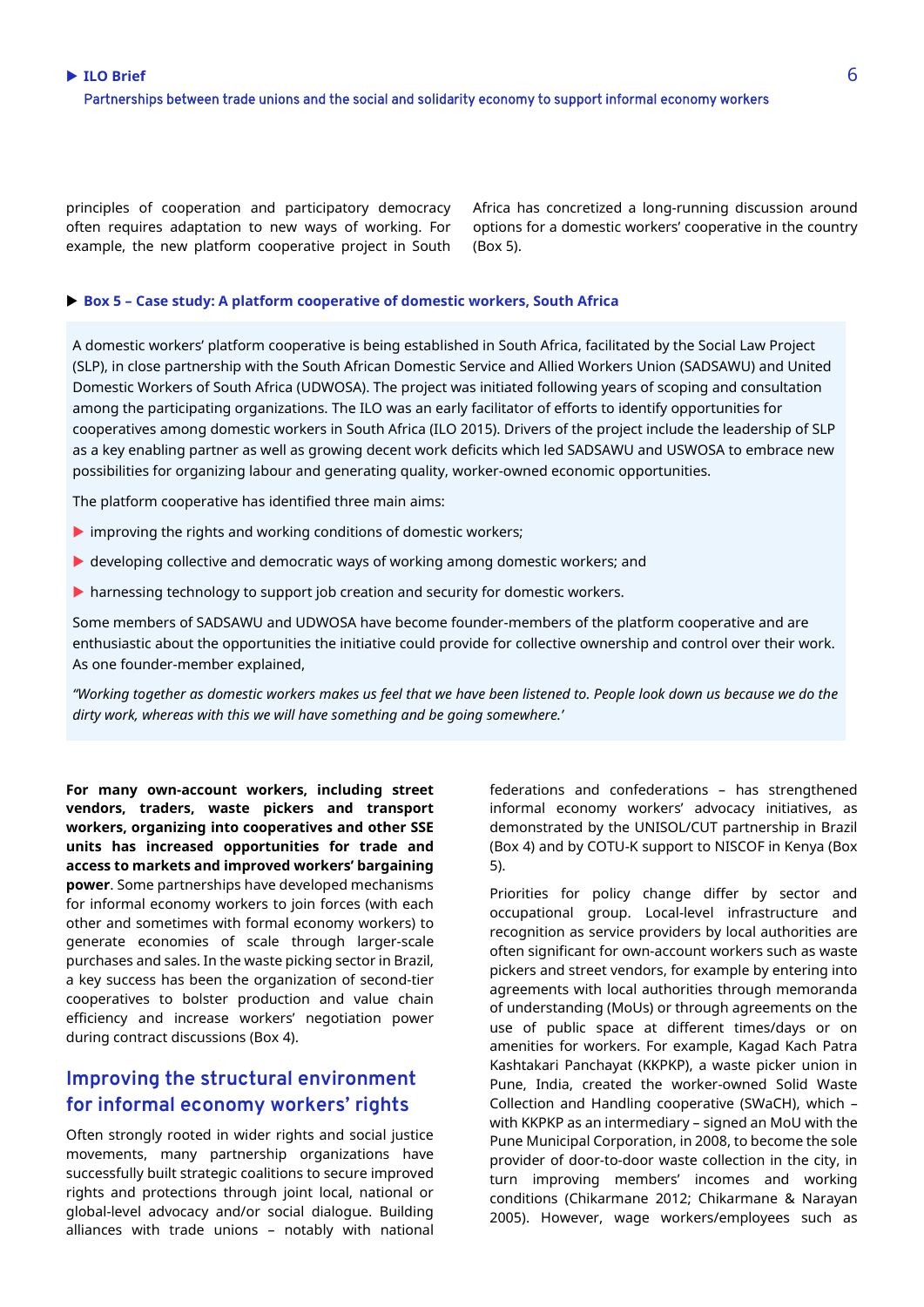principles of cooperation and participatory democracy often requires adaptation to new ways of working. For example, the new platform cooperative project in South Africa has concretized a long-running discussion around options for a domestic workers' cooperative in the country (Box 5).

**Box 5 – Case study: A platform cooperative of domestic workers, South Africa**

A domestic workers' platform cooperative is being established in South Africa, facilitated by the Social Law Project (SLP), in close partnership with the South African Domestic Service and Allied Workers Union (SADSAWU) and United Domestic Workers of South Africa (UDWOSA). The project was initiated following years of scoping and consultation among the participating organizations. The ILO was an early facilitator of efforts to identify opportunities for cooperatives among domestic workers in South Africa (ILO 2015). Drivers of the project include the leadership of SLP as a key enabling partner as well as growing decent work deficits which led SADSAWU and USWOSA to embrace new possibilities for organizing labour and generating quality, worker-owned economic opportunities.

The platform cooperative has identified three main aims:

- improving the rights and working conditions of domestic workers;
- developing collective and democratic ways of working among domestic workers; and
- harnessing technology to support job creation and security for domestic workers.

Some members of SADSAWU and UDWOSA have become founder-members of the platform cooperative and are enthusiastic about the opportunities the initiative could provide for collective ownership and control over their work. As one founder-member explained,

*"Working together as domestic workers makes us feel that we have been listened to. People look down us because we do the dirty work, whereas with this we will have something and be going somewhere.'*

**For many own-account workers, including street vendors, traders, waste pickers and transport workers, organizing into cooperatives and other SSE units has increased opportunities for trade and access to markets and improved workers' bargaining power**. Some partnerships have developed mechanisms for informal economy workers to join forces (with each other and sometimes with formal economy workers) to generate economies of scale through larger-scale purchases and sales. In the waste picking sector in Brazil, a key success has been the organization of second-tier cooperatives to bolster production and value chain efficiency and increase workers' negotiation power during contract discussions (Box 4).

## Improving the structural environment for informal economy workers' rights

Often strongly rooted in wider rights and social justice movements, many partnership organizations have successfully built strategic coalitions to secure improved rights and protections through joint local, national or global-level advocacy and/or social dialogue. Building alliances with trade unions – notably with national federations and confederations – has strengthened informal economy workers' advocacy initiatives, as demonstrated by the UNISOL/CUT partnership in Brazil (Box 4) and by COTU-K support to NISCOF in Kenya (Box 5).

Priorities for policy change differ by sector and occupational group. Local-level infrastructure and recognition as service providers by local authorities are often significant for own-account workers such as waste pickers and street vendors, for example by entering into agreements with local authorities through memoranda of understanding (MoUs) or through agreements on the use of public space at different times/days or on amenities for workers. For example, Kagad Kach Patra Kashtakari Panchayat (KKPKP), a waste picker union in Pune, India, created the worker-owned Solid Waste Collection and Handling cooperative (SWaCH), which – with KKPKP as an intermediary – signed an MoU with the Pune Municipal Corporation, in 2008, to become the sole provider of door-to-door waste collection in the city, in turn improving members' incomes and working conditions (Chikarmane 2012; Chikarmane & Narayan 2005). However, wage workers/employees such as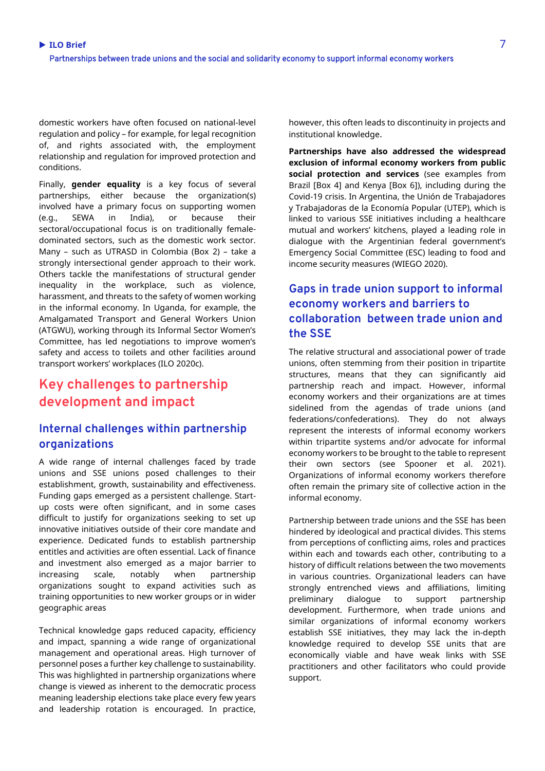domestic workers have often focused on national-level regulation and policy – for example, for legal recognition of, and rights associated with, the employment relationship and regulation for improved protection and conditions.

Finally, **gender equality** is a key focus of several partnerships, either because the organization(s) involved have a primary focus on supporting women (e.g., SEWA in India), or because their sectoral/occupational focus is on traditionally female-dominated sectors, such as the domestic work sector. Many – such as UTRASD in Colombia (Box 2) – take a strongly intersectional gender approach to their work. Others tackle the manifestations of structural gender inequality in the workplace, such as violence, harassment, and threats to the safety of women working in the informal economy. In Uganda, for example, the Amalgamated Transport and General Workers Union (ATGWU), working through its Informal Sector Women's Committee, has led negotiations to improve women's safety and access to toilets and other facilities around transport workers' workplaces (ILO 2020c).

## Key challenges to partnership development and impact

### Internal challenges within partnership organizations

A wide range of internal challenges faced by trade unions and SSE unions posed challenges to their establishment, growth, sustainability and effectiveness. Funding gaps emerged as a persistent challenge. Start-up costs were often significant, and in some cases difficult to justify for organizations seeking to set up innovative initiatives outside of their core mandate and experience. Dedicated funds to establish partnership entitles and activities are often essential. Lack of finance and investment also emerged as a major barrier to increasing scale, notably when partnership organizations sought to expand activities such as training opportunities to new worker groups or in wider geographic areas

Technical knowledge gaps reduced capacity, efficiency and impact, spanning a wide range of organizational management and operational areas. High turnover of personnel poses a further key challenge to sustainability. This was highlighted in partnership organizations where change is viewed as inherent to the democratic process meaning leadership elections take place every few years and leadership rotation is encouraged. In practice, however, this often leads to discontinuity in projects and institutional knowledge.

**Partnerships have also addressed the widespread exclusion of informal economy workers from public social protection and services** (see examples from Brazil [Box 4] and Kenya [Box 6]), including during the Covid-19 crisis. In Argentina, the Unión de Trabajadores y Trabajadoras de la Economía Popular (UTEP), which is linked to various SSE initiatives including a healthcare mutual and workers' kitchens, played a leading role in dialogue with the Argentinian federal government's Emergency Social Committee (ESC) leading to food and income security measures (WIEGO 2020).

### Gaps in trade union support to informal economy workers and barriers to collaboration between trade union and the SSE

The relative structural and associational power of trade unions, often stemming from their position in tripartite structures, means that they can significantly aid partnership reach and impact. However, informal economy workers and their organizations are at times sidelined from the agendas of trade unions (and federations/confederations). They do not always represent the interests of informal economy workers within tripartite systems and/or advocate for informal economy workers to be brought to the table to represent their own sectors (see Spooner et al. 2021). Organizations of informal economy workers therefore often remain the primary site of collective action in the informal economy.

Partnership between trade unions and the SSE has been hindered by ideological and practical divides. This stems from perceptions of conflicting aims, roles and practices within each and towards each other, contributing to a history of difficult relations between the two movements in various countries. Organizational leaders can have strongly entrenched views and affiliations, limiting preliminary dialogue to support partnership development. Furthermore, when trade unions and similar organizations of informal economy workers establish SSE initiatives, they may lack the in-depth knowledge required to develop SSE units that are economically viable and have weak links with SSE practitioners and other facilitators who could provide support.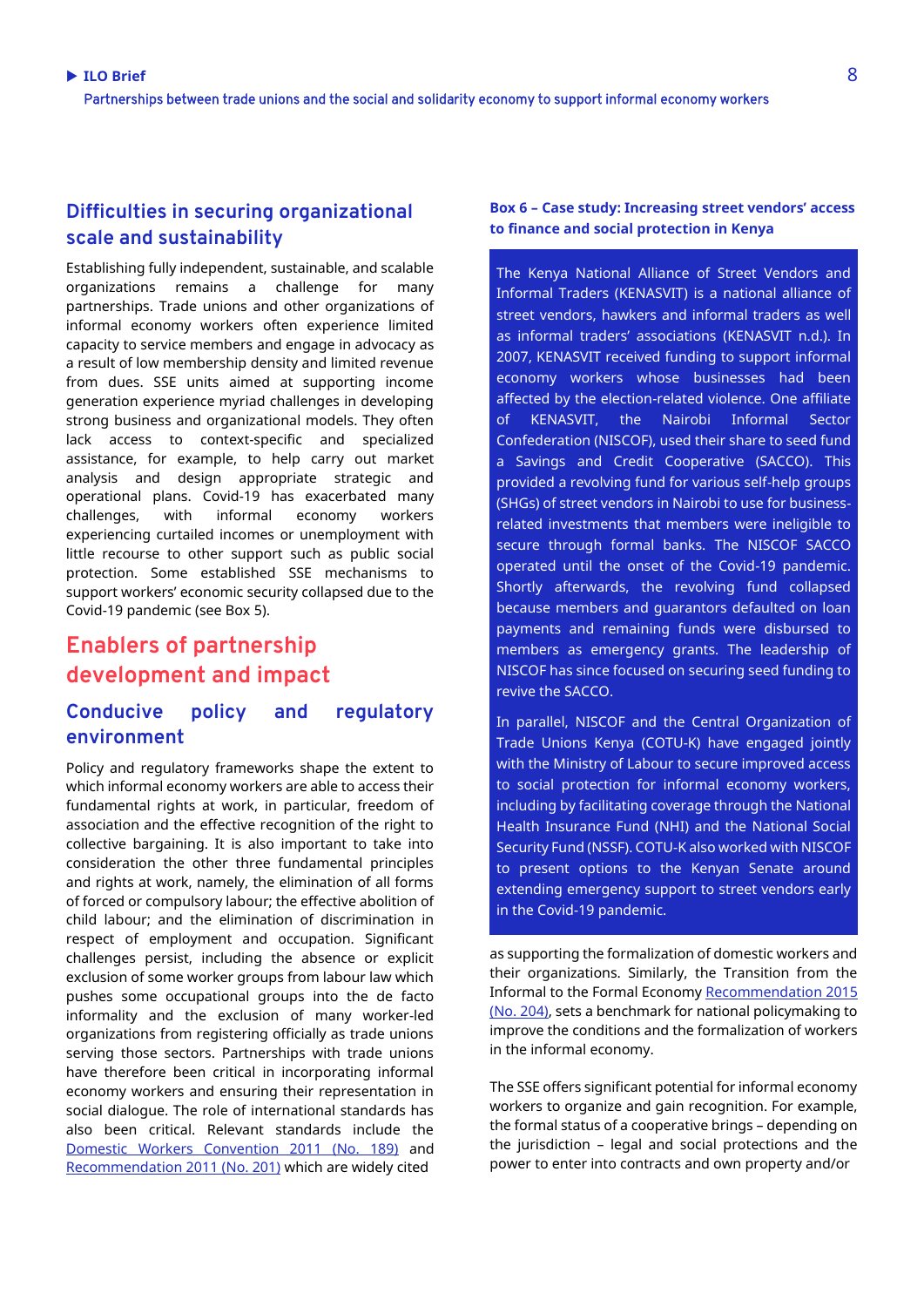## Difficulties in securing organizational scale and sustainability

Establishing fully independent, sustainable, and scalable organizations remains a challenge for many partnerships. Trade unions and other organizations of informal economy workers often experience limited capacity to service members and engage in advocacy as a result of low membership density and limited revenue from dues. SSE units aimed at supporting income generation experience myriad challenges in developing strong business and organizational models. They often lack access to context-specific and specialized assistance, for example, to help carry out market analysis and design appropriate strategic and operational plans. Covid-19 has exacerbated many challenges, with informal economy workers experiencing curtailed incomes or unemployment with little recourse to other support such as public social protection. Some established SSE mechanisms to support workers' economic security collapsed due to the Covid-19 pandemic (see Box 5).

# Enablers of partnership development and impact

## Conducive policy and regulatory environment

Policy and regulatory frameworks shape the extent to which informal economy workers are able to access their fundamental rights at work, in particular, freedom of association and the effective recognition of the right to collective bargaining. It is also important to take into consideration the other three fundamental principles and rights at work, namely, the elimination of all forms of forced or compulsory labour; the effective abolition of child labour; and the elimination of discrimination in respect of employment and occupation. Significant challenges persist, including the absence or explicit exclusion of some worker groups from labour law which pushes some occupational groups into the de facto informality and the exclusion of many worker-led organizations from registering officially as trade unions serving those sectors. Partnerships with trade unions have therefore been critical in incorporating informal economy workers and ensuring their representation in social dialogue. The role of international standards has also been critical. Relevant standards include the Domestic Workers Convention 2011 (No. 189) and Recommendation 2011 (No. 201) which are widely cited as supporting the formalization of domestic workers and their organizations. Similarly, the Transition from the Informal to the Formal Economy Recommendation 2015 (No. 204), sets a benchmark for national policymaking to improve the conditions and the formalization of workers in the informal economy.

**Box 6 – Case study: Increasing street vendors' access to finance and social protection in Kenya**

The Kenya National Alliance of Street Vendors and Informal Traders (KENASVIT) is a national alliance of street vendors, hawkers and informal traders as well as informal traders' associations (KENASVIT n.d.). In 2007, KENASVIT received funding to support informal economy workers whose businesses had been affected by the election-related violence. One affiliate of KENASVIT, the Nairobi Informal Sector Confederation (NISCOF), used their share to seed fund a Savings and Credit Cooperative (SACCO). This provided a revolving fund for various self-help groups (SHGs) of street vendors in Nairobi to use for business-related investments that members were ineligible to secure through formal banks. The NISCOF SACCO operated until the onset of the Covid-19 pandemic. Shortly afterwards, the revolving fund collapsed because members and guarantors defaulted on loan payments and remaining funds were disbursed to members as emergency grants. The leadership of NISCOF has since focused on securing seed funding to revive the SACCO.

In parallel, NISCOF and the Central Organization of Trade Unions Kenya (COTU-K) have engaged jointly with the Ministry of Labour to secure improved access to social protection for informal economy workers, including by facilitating coverage through the National Health Insurance Fund (NHI) and the National Social Security Fund (NSSF). COTU-K also worked with NISCOF to present options to the Kenyan Senate around extending emergency support to street vendors early in the Covid-19 pandemic.

The SSE offers significant potential for informal economy workers to organize and gain recognition. For example, the formal status of a cooperative brings – depending on the jurisdiction – legal and social protections and the power to enter into contracts and own property and/or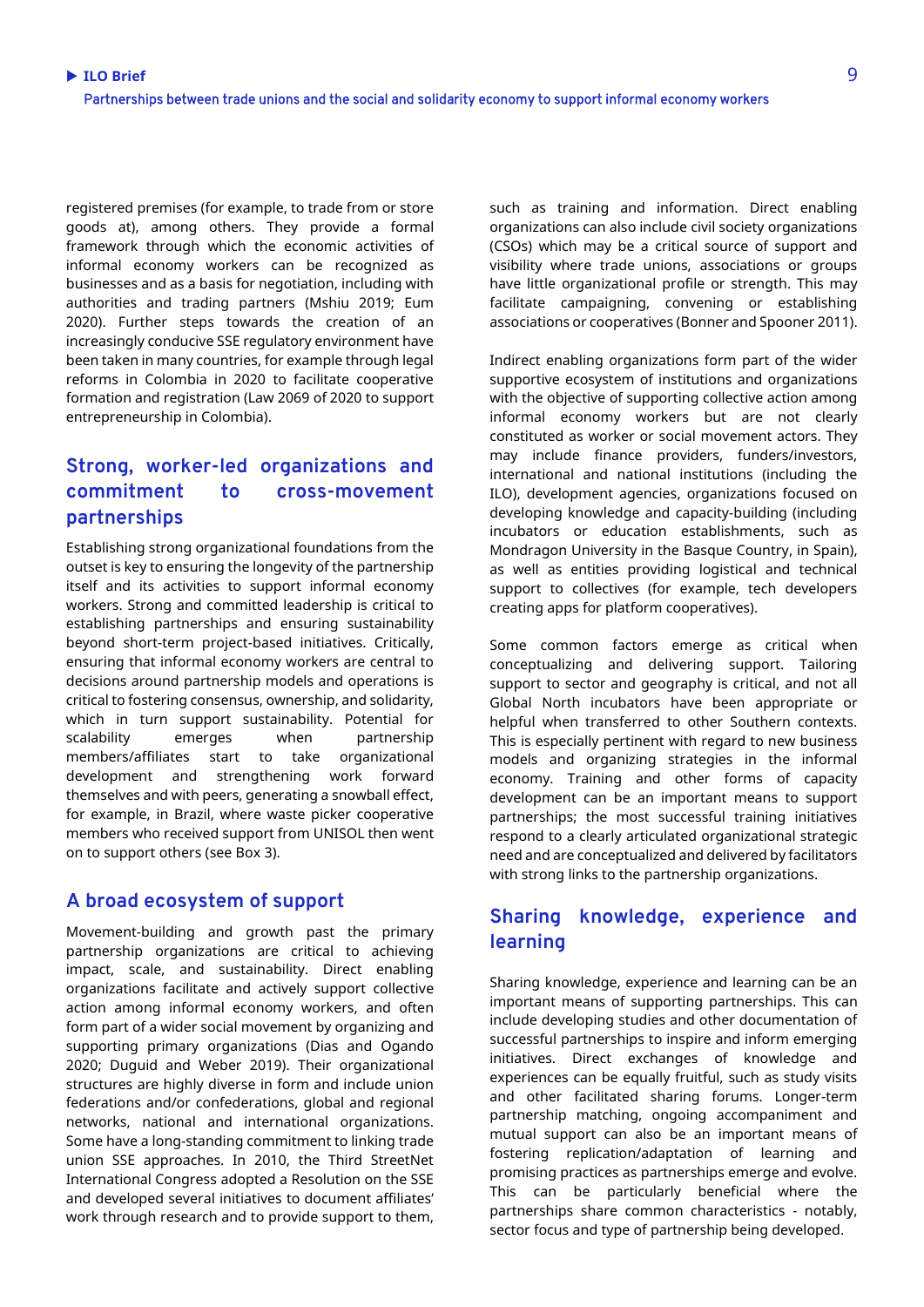registered premises (for example, to trade from or store goods at), among others. They provide a formal framework through which the economic activities of informal economy workers can be recognized as businesses and as a basis for negotiation, including with authorities and trading partners (Mshiu 2019; Eum 2020). Further steps towards the creation of an increasingly conducive SSE regulatory environment have been taken in many countries, for example through legal reforms in Colombia in 2020 to facilitate cooperative formation and registration (Law 2069 of 2020 to support entrepreneurship in Colombia).

## Strong, worker-led organizations and commitment to cross-movement partnerships

Establishing strong organizational foundations from the outset is key to ensuring the longevity of the partnership itself and its activities to support informal economy workers. Strong and committed leadership is critical to establishing partnerships and ensuring sustainability beyond short-term project-based initiatives. Critically, ensuring that informal economy workers are central to decisions around partnership models and operations is critical to fostering consensus, ownership, and solidarity, which in turn support sustainability. Potential for scalability emerges when partnership members/affiliates start to take organizational development and strengthening work forward themselves and with peers, generating a snowball effect, for example, in Brazil, where waste picker cooperative members who received support from UNISOL then went on to support others (see Box 3).

## A broad ecosystem of support

Movement-building and growth past the primary partnership organizations are critical to achieving impact, scale, and sustainability. Direct enabling organizations facilitate and actively support collective action among informal economy workers, and often form part of a wider social movement by organizing and supporting primary organizations (Dias and Ogando 2020; Duguid and Weber 2019). Their organizational structures are highly diverse in form and include union federations and/or confederations, global and regional networks, national and international organizations. Some have a long-standing commitment to linking trade union SSE approaches. In 2010, the Third StreetNet International Congress adopted a Resolution on the SSE and developed several initiatives to document affiliates' work through research and to provide support to them, such as training and information. Direct enabling organizations can also include civil society organizations (CSOs) which may be a critical source of support and visibility where trade unions, associations or groups have little organizational profile or strength. This may facilitate campaigning, convening or establishing associations or cooperatives (Bonner and Spooner 2011).

Indirect enabling organizations form part of the wider supportive ecosystem of institutions and organizations with the objective of supporting collective action among informal economy workers but are not clearly constituted as worker or social movement actors. They may include finance providers, funders/investors, international and national institutions (including the ILO), development agencies, organizations focused on developing knowledge and capacity-building (including incubators or education establishments, such as Mondragon University in the Basque Country, in Spain), as well as entities providing logistical and technical support to collectives (for example, tech developers creating apps for platform cooperatives).

Some common factors emerge as critical when conceptualizing and delivering support. Tailoring support to sector and geography is critical, and not all Global North incubators have been appropriate or helpful when transferred to other Southern contexts. This is especially pertinent with regard to new business models and organizing strategies in the informal economy. Training and other forms of capacity development can be an important means to support partnerships; the most successful training initiatives respond to a clearly articulated organizational strategic need and are conceptualized and delivered by facilitators with strong links to the partnership organizations.

## Sharing knowledge, experience and learning

Sharing knowledge, experience and learning can be an important means of supporting partnerships. This can include developing studies and other documentation of successful partnerships to inspire and inform emerging initiatives. Direct exchanges of knowledge and experiences can be equally fruitful, such as study visits and other facilitated sharing forums. Longer-term partnership matching, ongoing accompaniment and mutual support can also be an important means of fostering replication/adaptation of learning and promising practices as partnerships emerge and evolve. This can be particularly beneficial where the partnerships share common characteristics - notably, sector focus and type of partnership being developed.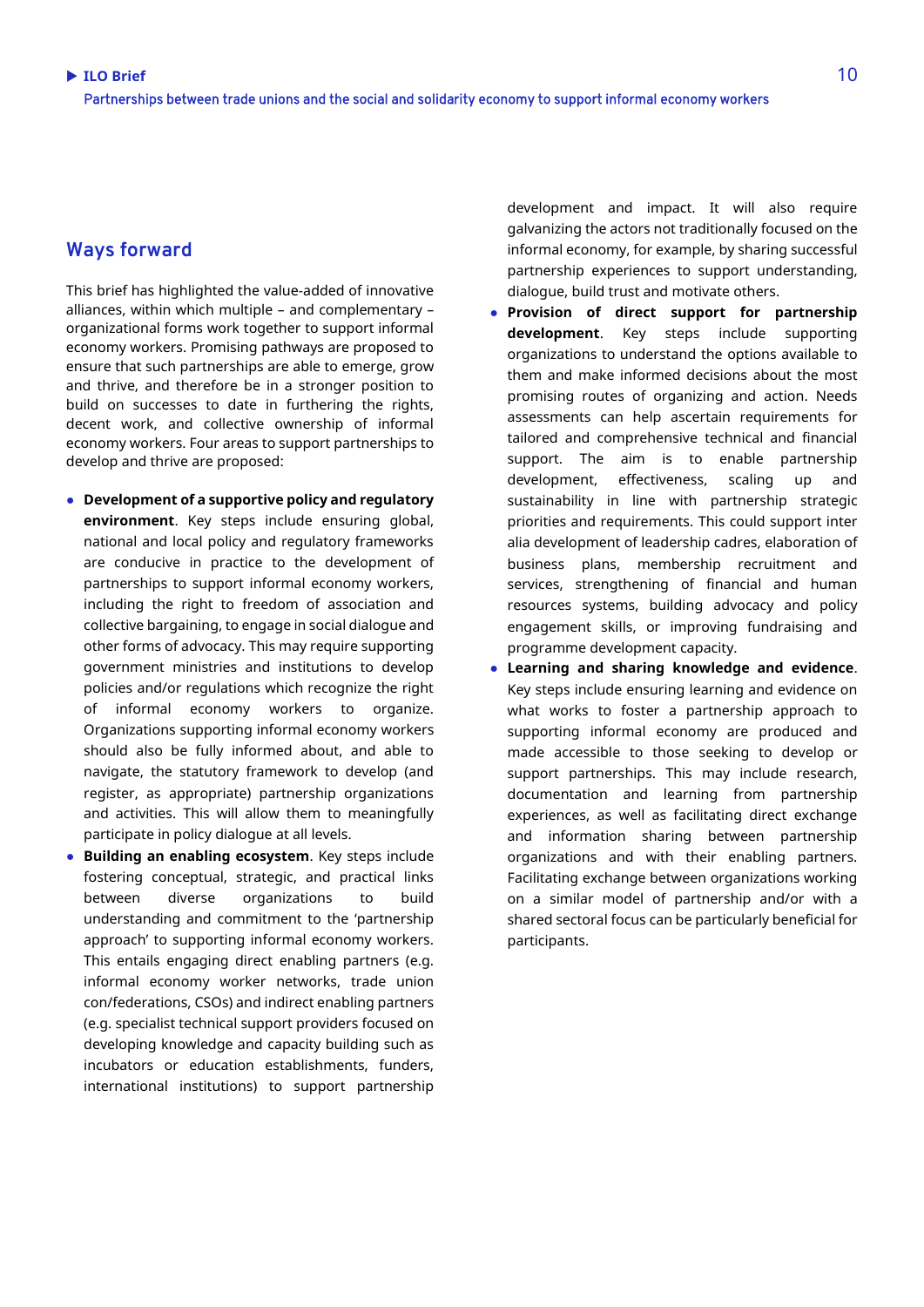## Ways forward

This brief has highlighted the value-added of innovative alliances, within which multiple – and complementary – organizational forms work together to support informal economy workers. Promising pathways are proposed to ensure that such partnerships are able to emerge, grow and thrive, and therefore be in a stronger position to build on successes to date in furthering the rights, decent work, and collective ownership of informal economy workers. Four areas to support partnerships to develop and thrive are proposed:

- **Development of a supportive policy and regulatory environment**. Key steps include ensuring global, national and local policy and regulatory frameworks are conducive in practice to the development of partnerships to support informal economy workers, including the right to freedom of association and collective bargaining, to engage in social dialogue and other forms of advocacy. This may require supporting government ministries and institutions to develop policies and/or regulations which recognize the right of informal economy workers to organize. Organizations supporting informal economy workers should also be fully informed about, and able to navigate, the statutory framework to develop (and register, as appropriate) partnership organizations and activities. This will allow them to meaningfully participate in policy dialogue at all levels.
- **Building an enabling ecosystem**. Key steps include fostering conceptual, strategic, and practical links between diverse organizations to build understanding and commitment to the 'partnership approach' to supporting informal economy workers. This entails engaging direct enabling partners (e.g. informal economy worker networks, trade union con/federations, CSOs) and indirect enabling partners (e.g. specialist technical support providers focused on developing knowledge and capacity building such as incubators or education establishments, funders, international institutions) to support partnership development and impact. It will also require galvanizing the actors not traditionally focused on the informal economy, for example, by sharing successful partnership experiences to support understanding, dialogue, build trust and motivate others.
- **Provision of direct support for partnership development**. Key steps include supporting organizations to understand the options available to them and make informed decisions about the most promising routes of organizing and action. Needs assessments can help ascertain requirements for tailored and comprehensive technical and financial support. The aim is to enable partnership development, effectiveness, scaling up and sustainability in line with partnership strategic priorities and requirements. This could support inter alia development of leadership cadres, elaboration of business plans, membership recruitment and services, strengthening of financial and human resources systems, building advocacy and policy engagement skills, or improving fundraising and programme development capacity.
- **Learning and sharing knowledge and evidence**. Key steps include ensuring learning and evidence on what works to foster a partnership approach to supporting informal economy are produced and made accessible to those seeking to develop or support partnerships. This may include research, documentation and learning from partnership experiences, as well as facilitating direct exchange and information sharing between partnership organizations and with their enabling partners. Facilitating exchange between organizations working on a similar model of partnership and/or with a shared sectoral focus can be particularly beneficial for participants.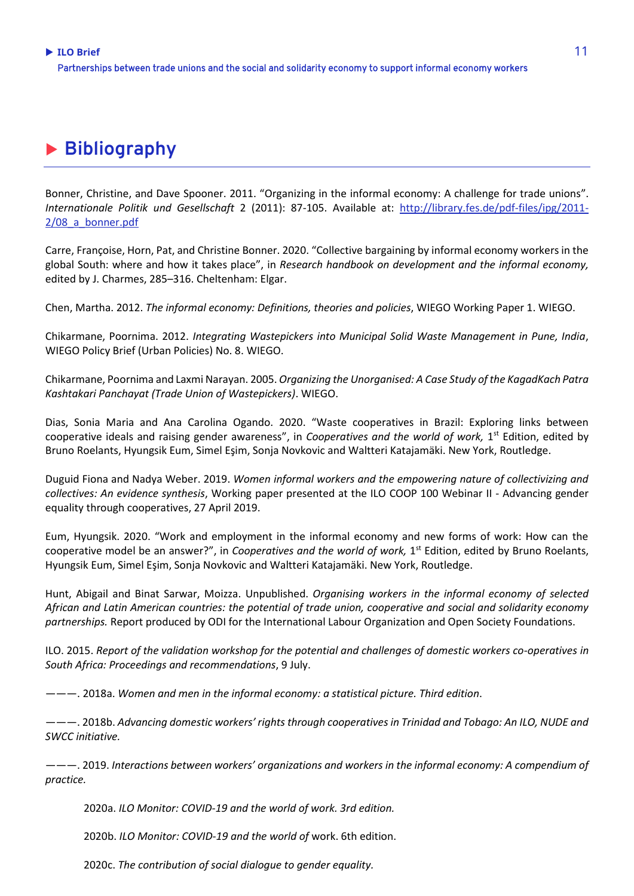# Bibliography

Bonner, Christine, and Dave Spooner. 2011. "Organizing in the informal economy: A challenge for trade unions". *Internationale Politik und Gesellschaft* 2 (2011): 87-105. Available at: http://library.fes.de/pdf-files/ipg/2011-2/08_a_bonner.pdf

Carre, Françoise, Horn, Pat, and Christine Bonner. 2020. "Collective bargaining by informal economy workers in the global South: where and how it takes place", in *Research handbook on development and the informal economy,* edited by J. Charmes, 285–316. Cheltenham: Elgar.

Chen, Martha. 2012. *The informal economy: Definitions, theories and policies*, WIEGO Working Paper 1. WIEGO.

Chikarmane, Poornima. 2012. *Integrating Wastepickers into Municipal Solid Waste Management in Pune, India*, WIEGO Policy Brief (Urban Policies) No. 8. WIEGO.

Chikarmane, Poornima and Laxmi Narayan. 2005. *Organizing the Unorganised: A Case Study of the KagadKach Patra Kashtakari Panchayat (Trade Union of Wastepickers)*. WIEGO.

Dias, Sonia Maria and Ana Carolina Ogando. 2020. "Waste cooperatives in Brazil: Exploring links between cooperative ideals and raising gender awareness", in *Cooperatives and the world of work,* 1st Edition, edited by Bruno Roelants, Hyungsik Eum, Simel Eşim, Sonja Novkovic and Waltteri Katajamäki. New York, Routledge.

Duguid Fiona and Nadya Weber. 2019. *Women informal workers and the empowering nature of collectivizing and collectives: An evidence synthesis*, Working paper presented at the ILO COOP 100 Webinar II - Advancing gender equality through cooperatives, 27 April 2019.

Eum, Hyungsik. 2020. "Work and employment in the informal economy and new forms of work: How can the cooperative model be an answer?", in *Cooperatives and the world of work,* 1st Edition, edited by Bruno Roelants, Hyungsik Eum, Simel Eşim, Sonja Novkovic and Waltteri Katajamäki. New York, Routledge.

Hunt, Abigail and Binat Sarwar, Moizza. Unpublished. *Organising workers in the informal economy of selected African and Latin American countries: the potential of trade union, cooperative and social and solidarity economy partnerships.* Report produced by ODI for the International Labour Organization and Open Society Foundations.

ILO. 2015. *Report of the validation workshop for the potential and challenges of domestic workers co-operatives in South Africa: Proceedings and recommendations*, 9 July.

———. 2018a. *Women and men in the informal economy: a statistical picture. Third edition*.

———. 2018b. *Advancing domestic workers' rights through cooperatives in Trinidad and Tobago: An ILO, NUDE and SWCC initiative.*

———. 2019. *Interactions between workers' organizations and workers in the informal economy: A compendium of practice.*

2020a. *ILO Monitor: COVID-19 and the world of work. 3rd edition.*

2020b. *ILO Monitor: COVID-19 and the world of* work. 6th edition.

2020c. *The contribution of social dialogue to gender equality.*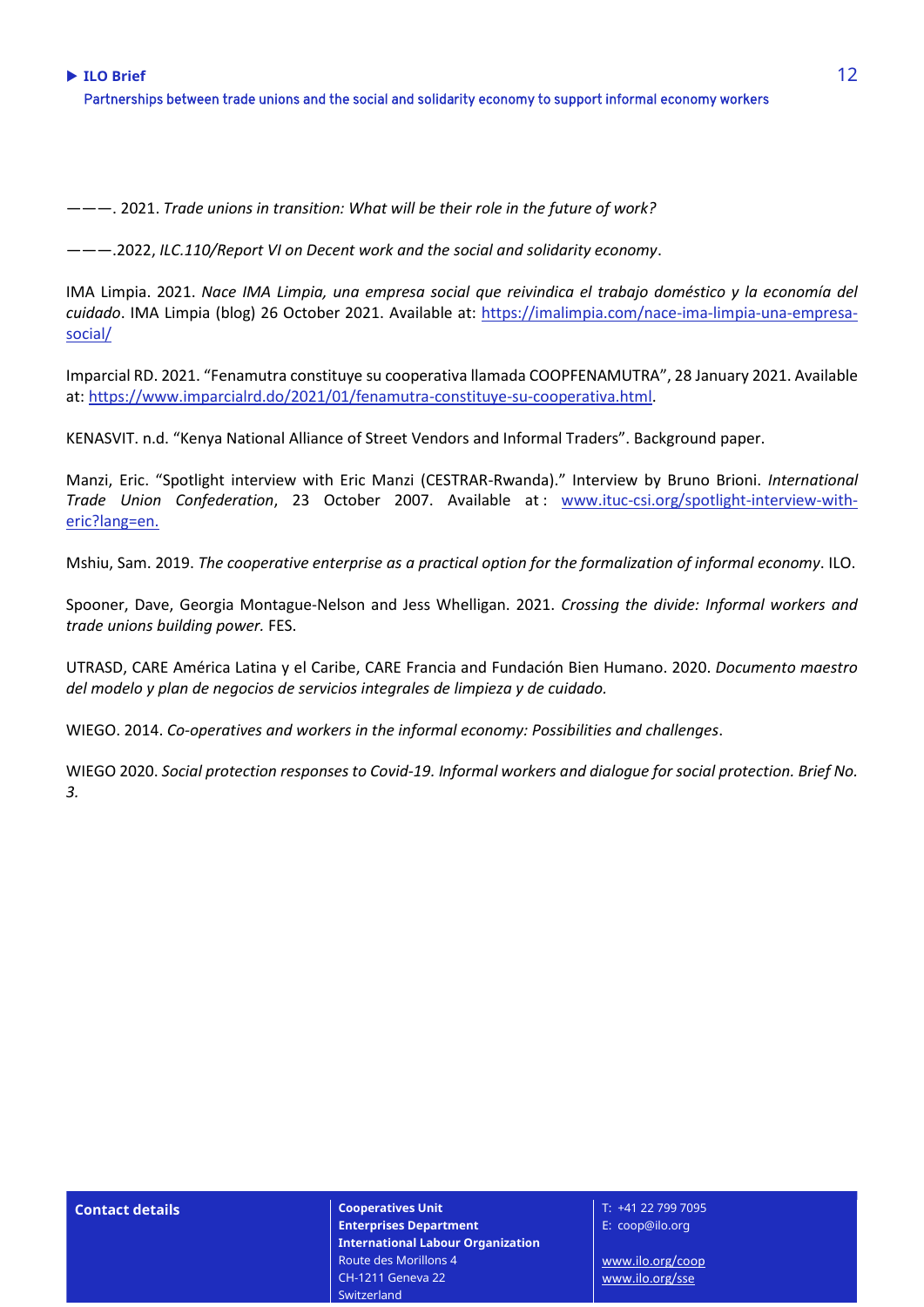———. 2021. *Trade unions in transition: What will be their role in the future of work?*

———.2022, *ILC.110/Report VI on Decent work and the social and solidarity economy*.

IMA Limpia. 2021. *Nace IMA Limpia, una empresa social que reivindica el trabajo doméstico y la economía del cuidado*. IMA Limpia (blog) 26 October 2021. Available at: https://imalimpia.com/nace-ima-limpia-una-empresa-social/

Imparcial RD. 2021. "Fenamutra constituye su cooperativa llamada COOPFENAMUTRA", 28 January 2021. Available at: https://www.imparcialrd.do/2021/01/fenamutra-constituye-su-cooperativa.html.

KENASVIT. n.d. "Kenya National Alliance of Street Vendors and Informal Traders". Background paper.

Manzi, Eric. "Spotlight interview with Eric Manzi (CESTRAR-Rwanda)." Interview by Bruno Brioni. *International Trade Union Confederation*, 23 October 2007. Available at : www.ituc-csi.org/spotlight-interview-with-eric?lang=en.

Mshiu, Sam. 2019. *The cooperative enterprise as a practical option for the formalization of informal economy*. ILO.

Spooner, Dave, Georgia Montague-Nelson and Jess Whelligan. 2021. *Crossing the divide: Informal workers and trade unions building power.* FES.

UTRASD, CARE América Latina y el Caribe, CARE Francia and Fundación Bien Humano. 2020. *Documento maestro del modelo y plan de negocios de servicios integrales de limpieza y de cuidado.*

WIEGO. 2014. *Co-operatives and workers in the informal economy: Possibilities and challenges*.

WIEGO 2020. *Social protection responses to Covid-19. Informal workers and dialogue for social protection. Brief No. 3.*

**Contact details**

**Cooperatives Unit**
**Enterprises Department**
**International Labour Organization**
Route des Morillons 4
CH-1211 Geneva 22
Switzerland

T: +41 22 799 7095
E: coop@ilo.org

www.ilo.org/coop
www.ilo.org/sse